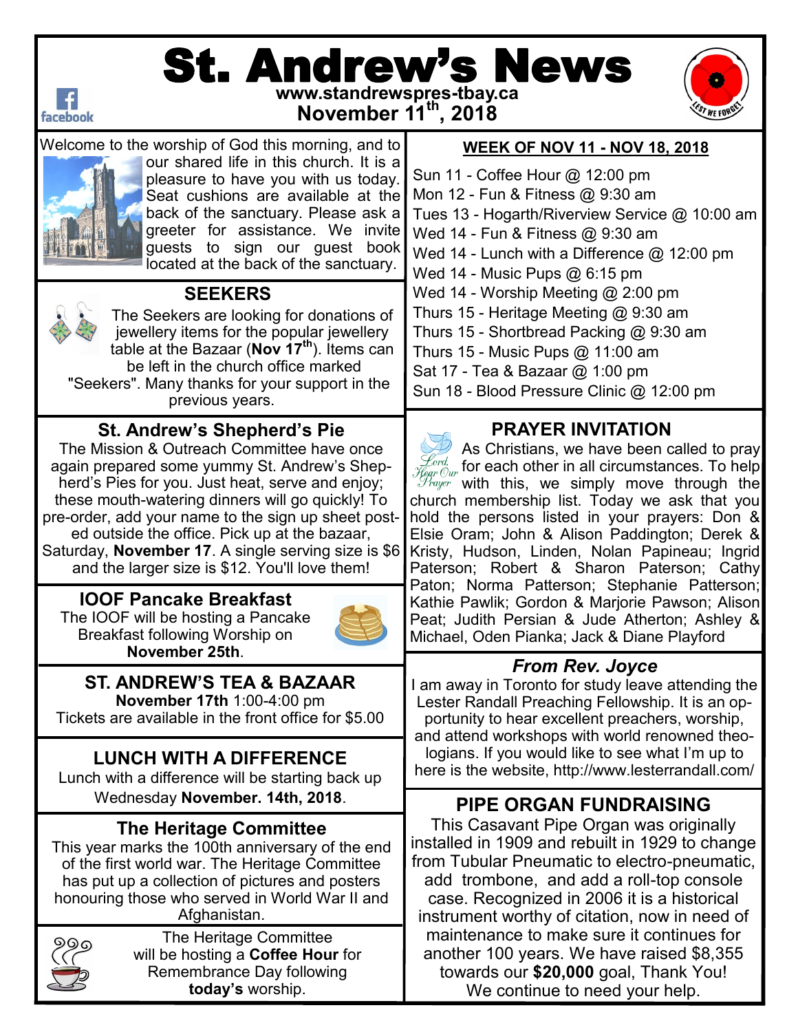# St. Andrew's News

www.standrewspres-tbay.ca

November 11th, 2018

Welcome to the worship of God this morning, and to our shared life in this church. It is a pleasure to have you with us today. Seat cushions are available at the back of the sanctuary. Please ask a greeter for assistance. We invite guests to sign our guest book located at the back of the sanctuary.

## SEEKERS

The Seekers are looking for donations of jewellery items for the popular jewellery table at the Bazaar (**Nov 17th**). Items can be left in the church office marked "Seekers". Many thanks for your support in the previous years.

## St. Andrew's Shepherd's Pie

The Mission & Outreach Committee have once again prepared some yummy St. Andrew's Shepherd's Pies for you. Just heat, serve and enjoy; these mouth-watering dinners will go quickly! To pre-order, add your name to the sign up sheet posted outside the office. Pick up at the bazaar, Saturday, **November 17**. A single serving size is $6 and the larger size is $12. You'll love them!

## IOOF Pancake Breakfast

The IOOF will be hosting a Pancake Breakfast following Worship on **November 25th**.

## ST. ANDREW'S TEA & BAZAAR

**November 17th** 1:00-4:00 pm

Tickets are available in the front office for $5.00

## LUNCH WITH A DIFFERENCE

Lunch with a difference will be starting back up Wednesday **November. 14th, 2018**.

## The Heritage Committee

This year marks the 100th anniversary of the end of the first world war. The Heritage Committee has put up a collection of pictures and posters honouring those who served in World War II and Afghanistan.

The Heritage Committee will be hosting a **Coffee Hour** for Remembrance Day following **today's** worship.

## WEEK OF NOV 11 - NOV 18, 2018

- Sun 11 - Coffee Hour @ 12:00 pm
- Mon 12 - Fun & Fitness @ 9:30 am
- Tues 13 - Hogarth/Riverview Service @ 10:00 am
- Wed 14 - Fun & Fitness @ 9:30 am
- Wed 14 - Lunch with a Difference @ 12:00 pm
- Wed 14 - Music Pups @ 6:15 pm
- Wed 14 - Worship Meeting @ 2:00 pm
- Thurs 15 - Heritage Meeting @ 9:30 am
- Thurs 15 - Shortbread Packing @ 9:30 am
- Thurs 15 - Music Pups @ 11:00 am
- Sat 17 - Tea & Bazaar @ 1:00 pm
- Sun 18 - Blood Pressure Clinic @ 12:00 pm

## PRAYER INVITATION

As Christians, we have been called to pray for each other in all circumstances. To help with this, we simply move through the church membership list. Today we ask that you hold the persons listed in your prayers: Don & Elsie Oram; John & Alison Paddington; Derek & Kristy, Hudson, Linden, Nolan Papineau; Ingrid Paterson; Robert & Sharon Paterson; Cathy Paton; Norma Patterson; Stephanie Patterson; Kathie Pawlik; Gordon & Marjorie Pawson; Alison Peat; Judith Persian & Jude Atherton; Ashley & Michael, Oden Pianka; Jack & Diane Playford

## *From Rev. Joyce*

I am away in Toronto for study leave attending the Lester Randall Preaching Fellowship. It is an opportunity to hear excellent preachers, worship, and attend workshops with world renowned theologians. If you would like to see what I'm up to here is the website, http://www.lesterrandall.com/

## PIPE ORGAN FUNDRAISING

This Casavant Pipe Organ was originally installed in 1909 and rebuilt in 1929 to change from Tubular Pneumatic to electro-pneumatic, add trombone, and add a roll-top console case. Recognized in 2006 it is a historical instrument worthy of citation, now in need of maintenance to make sure it continues for another 100 years. We have raised $8,355 towards our **$20,000** goal, Thank You! We continue to need your help.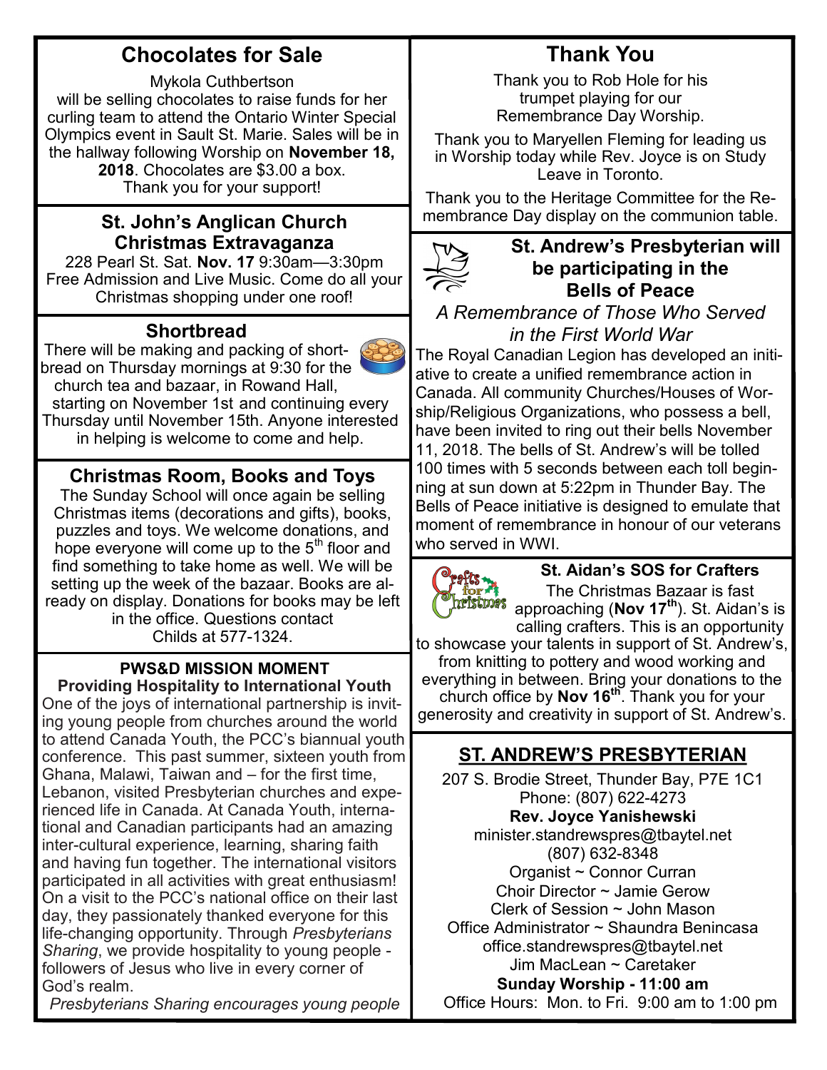## Chocolates for Sale

Mykola Cuthbertson will be selling chocolates to raise funds for her curling team to attend the Ontario Winter Special Olympics event in Sault St. Marie. Sales will be in the hallway following Worship on **November 18, 2018**. Chocolates are $3.00 a box. Thank you for your support!

## St. John's Anglican Church Christmas Extravaganza

228 Pearl St. Sat. **Nov. 17** 9:30am—3:30pm Free Admission and Live Music. Come do all your Christmas shopping under one roof!

## Shortbread

There will be making and packing of shortbread on Thursday mornings at 9:30 for the church tea and bazaar, in Rowand Hall, starting on November 1st and continuing every Thursday until November 15th. Anyone interested in helping is welcome to come and help.

## Christmas Room, Books and Toys

The Sunday School will once again be selling Christmas items (decorations and gifts), books, puzzles and toys. We welcome donations, and hope everyone will come up to the 5th floor and find something to take home as well. We will be setting up the week of the bazaar. Books are already on display. Donations for books may be left in the office. Questions contact Childs at 577-1324.

### PWS&D MISSION MOMENT

**Providing Hospitality to International Youth**

One of the joys of international partnership is inviting young people from churches around the world to attend Canada Youth, the PCC's biannual youth conference. This past summer, sixteen youth from Ghana, Malawi, Taiwan and – for the first time, Lebanon, visited Presbyterian churches and experienced life in Canada. At Canada Youth, international and Canadian participants had an amazing inter-cultural experience, learning, sharing faith and having fun together. The international visitors participated in all activities with great enthusiasm! On a visit to the PCC's national office on their last day, they passionately thanked everyone for this life-changing opportunity. Through *Presbyterians Sharing*, we provide hospitality to young people - followers of Jesus who live in every corner of God's realm.

*Presbyterians Sharing encourages young people*

## Thank You

Thank you to Rob Hole for his trumpet playing for our Remembrance Day Worship.

Thank you to Maryellen Fleming for leading us in Worship today while Rev. Joyce is on Study Leave in Toronto.

Thank you to the Heritage Committee for the Remembrance Day display on the communion table.

## St. Andrew's Presbyterian will be participating in the Bells of Peace

*A Remembrance of Those Who Served in the First World War*

The Royal Canadian Legion has developed an initiative to create a unified remembrance action in Canada. All community Churches/Houses of Worship/Religious Organizations, who possess a bell, have been invited to ring out their bells November 11, 2018. The bells of St. Andrew's will be tolled 100 times with 5 seconds between each toll beginning at sun down at 5:22pm in Thunder Bay. The Bells of Peace initiative is designed to emulate that moment of remembrance in honour of our veterans who served in WWI.

### St. Aidan's SOS for Crafters

The Christmas Bazaar is fast approaching (**Nov 17th**). St. Aidan's is calling crafters. This is an opportunity to showcase your talents in support of St. Andrew's, from knitting to pottery and wood working and everything in between. Bring your donations to the church office by **Nov 16th**. Thank you for your generosity and creativity in support of St. Andrew's.

## ST. ANDREW'S PRESBYTERIAN

207 S. Brodie Street, Thunder Bay, P7E 1C1
Phone: (807) 622-4273
**Rev. Joyce Yanishewski**
minister.standrewspres@tbaytel.net
(807) 632-8348
Organist ~ Connor Curran
Choir Director ~ Jamie Gerow
Clerk of Session ~ John Mason
Office Administrator ~ Shaundra Benincasa
office.standrewspres@tbaytel.net
Jim MacLean ~ Caretaker
**Sunday Worship - 11:00 am**
Office Hours: Mon. to Fri. 9:00 am to 1:00 pm